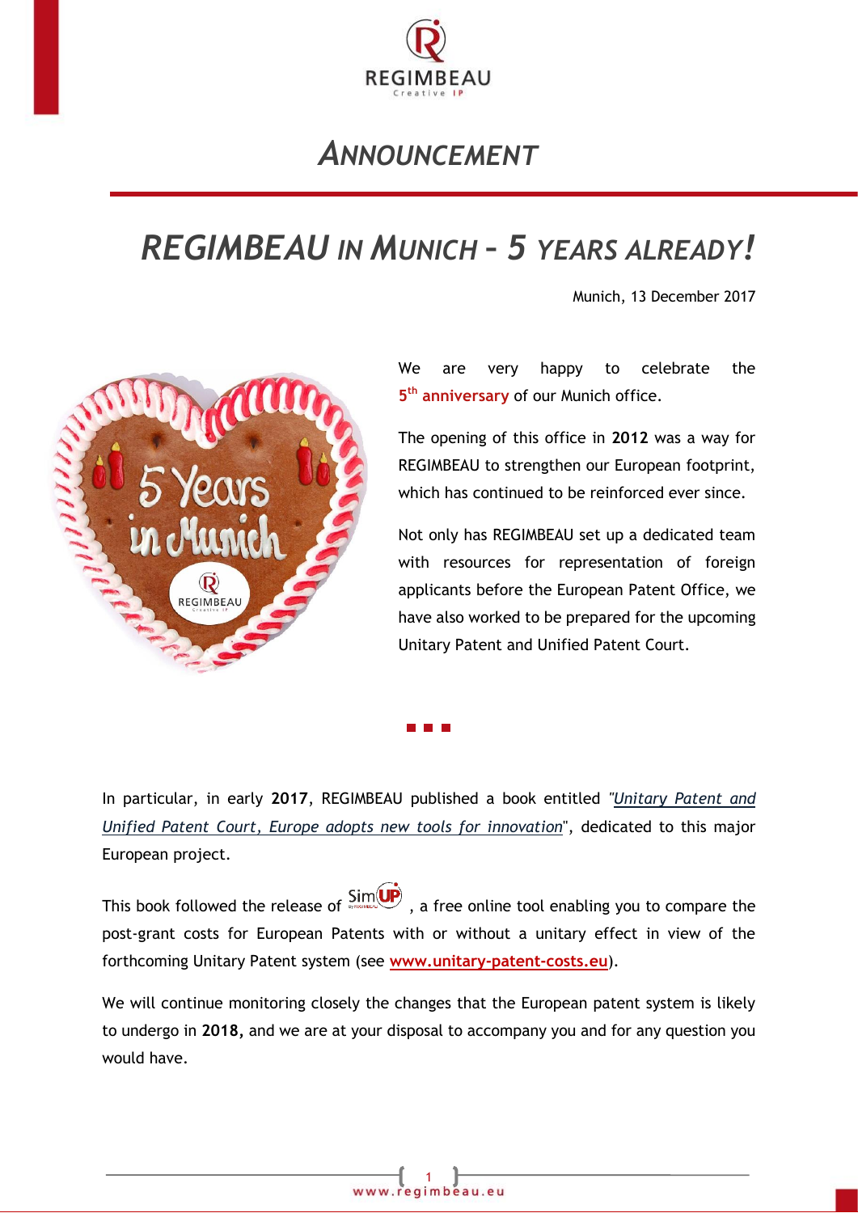# ANNOUNCEMENT

## REGIMBEAU IN MUNICH – 5 YEARS ALREADY!

Munich, 13 December 2017

We are very happy to celebrate the **5th anniversary** of our Munich office.

The opening of this office in **2012** was a way for REGIMBEAU to strengthen our European footprint, which has continued to be reinforced ever since.

Not only has REGIMBEAU set up a dedicated team with resources for representation of foreign applicants before the European Patent Office, we have also worked to be prepared for the upcoming Unitary Patent and Unified Patent Court.

In particular, in early **2017**, REGIMBEAU published a book entitled *"Unitary Patent and Unified Patent Court, Europe adopts new tools for innovation"*, dedicated to this major European project.

This book followed the release of SimUP, a free online tool enabling you to compare the post-grant costs for European Patents with or without a unitary effect in view of the forthcoming Unitary Patent system (see **www.unitary-patent-costs.eu**).

We will continue monitoring closely the changes that the European patent system is likely to undergo in **2018,** and we are at your disposal to accompany you and for any question you would have.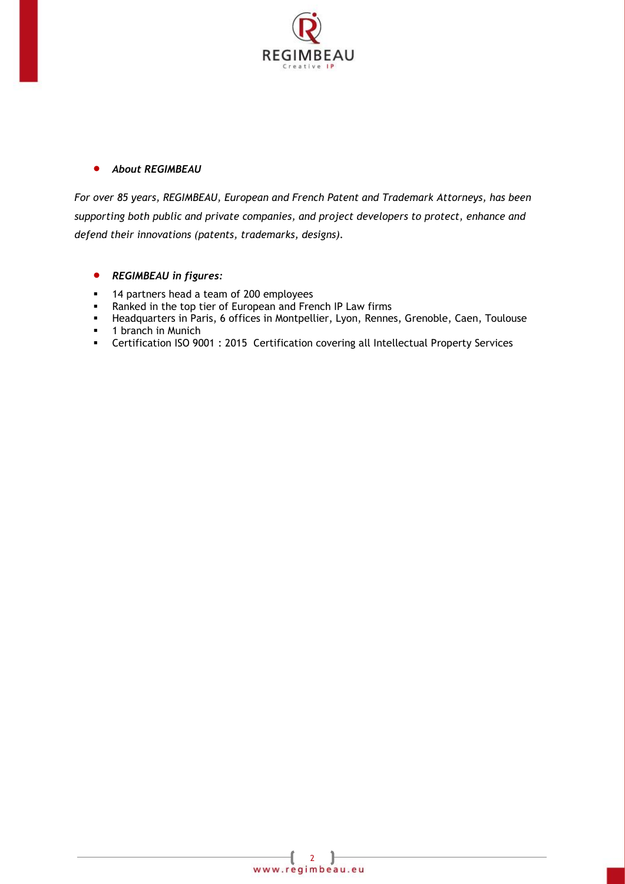- ***About REGIMBEAU***

*For over 85 years, REGIMBEAU, European and French Patent and Trademark Attorneys, has been supporting both public and private companies, and project developers to protect, enhance and defend their innovations (patents, trademarks, designs).*

- ***REGIMBEAU in figures:***

- 14 partners head a team of 200 employees
- Ranked in the top tier of European and French IP Law firms
- Headquarters in Paris, 6 offices in Montpellier, Lyon, Rennes, Grenoble, Caen, Toulouse
- 1 branch in Munich
- Certification ISO 9001 : 2015 Certification covering all Intellectual Property Services